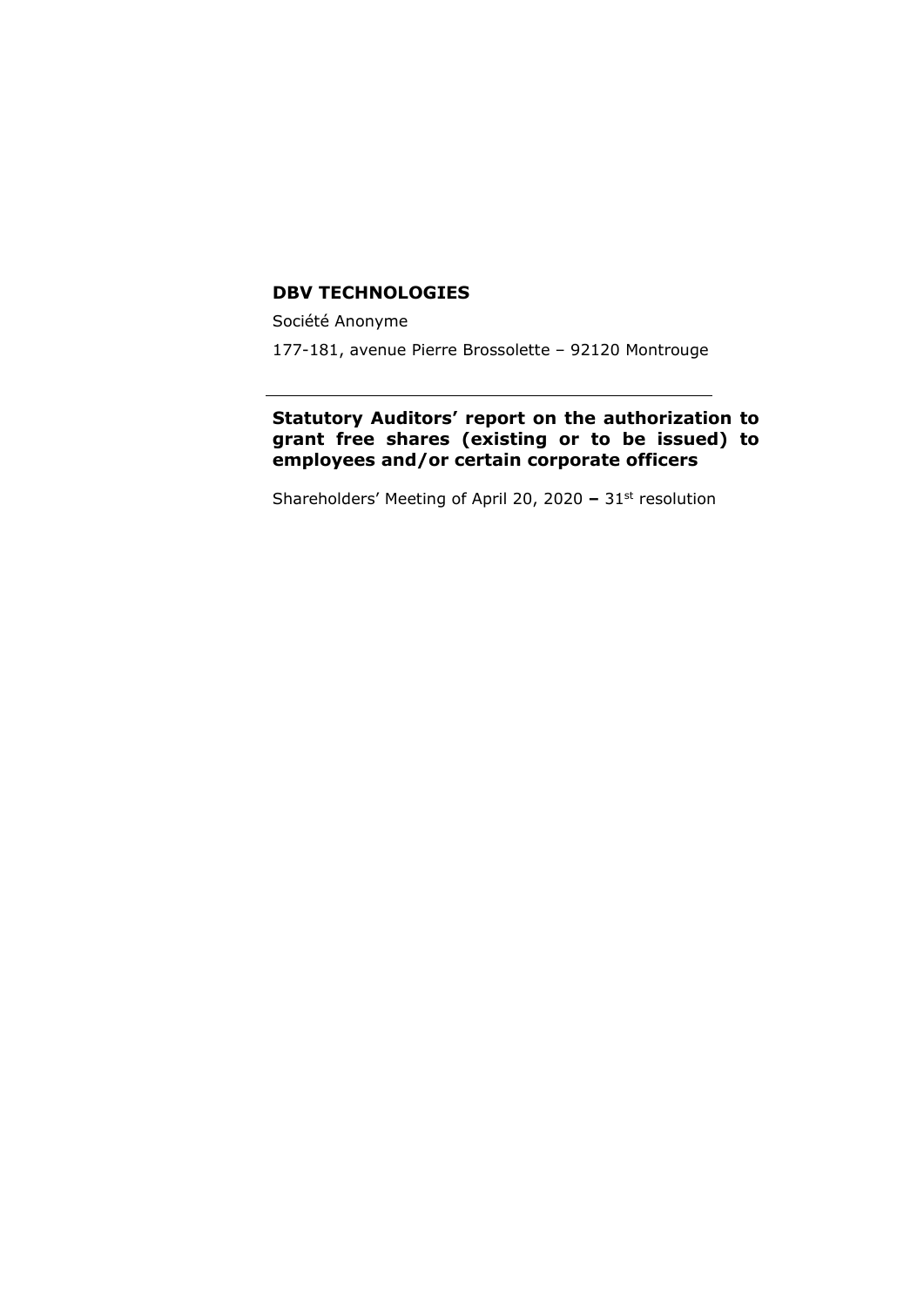# DBV TECHNOLOGIES

Société Anonyme

177-181, avenue Pierre Brossolette – 92120 Montrouge

---

## Statutory Auditors' report on the authorization to grant free shares (existing or to be issued) to employees and/or certain corporate officers

Shareholders' Meeting of April 20, 2020 **–** 31st resolution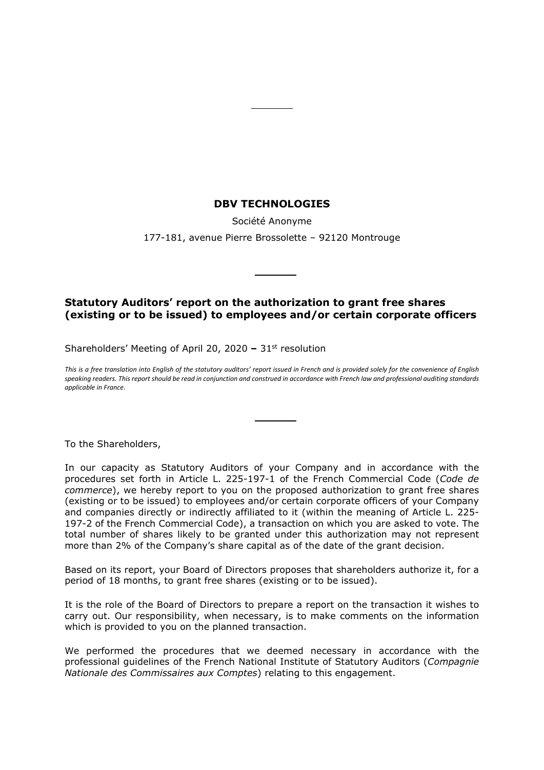**DBV TECHNOLOGIES**

Société Anonyme

177-181, avenue Pierre Brossolette – 92120 Montrouge

## Statutory Auditors' report on the authorization to grant free shares (existing or to be issued) to employees and/or certain corporate officers

Shareholders' Meeting of April 20, 2020 **–** 31st resolution

*This is a free translation into English of the statutory auditors' report issued in French and is provided solely for the convenience of English speaking readers. This report should be read in conjunction and construed in accordance with French law and professional auditing standards applicable in France.*

To the Shareholders,

In our capacity as Statutory Auditors of your Company and in accordance with the procedures set forth in Article L. 225-197-1 of the French Commercial Code (*Code de commerce*), we hereby report to you on the proposed authorization to grant free shares (existing or to be issued) to employees and/or certain corporate officers of your Company and companies directly or indirectly affiliated to it (within the meaning of Article L. 225-197-2 of the French Commercial Code), a transaction on which you are asked to vote. The total number of shares likely to be granted under this authorization may not represent more than 2% of the Company's share capital as of the date of the grant decision.

Based on its report, your Board of Directors proposes that shareholders authorize it, for a period of 18 months, to grant free shares (existing or to be issued).

It is the role of the Board of Directors to prepare a report on the transaction it wishes to carry out. Our responsibility, when necessary, is to make comments on the information which is provided to you on the planned transaction.

We performed the procedures that we deemed necessary in accordance with the professional guidelines of the French National Institute of Statutory Auditors (*Compagnie Nationale des Commissaires aux Comptes*) relating to this engagement.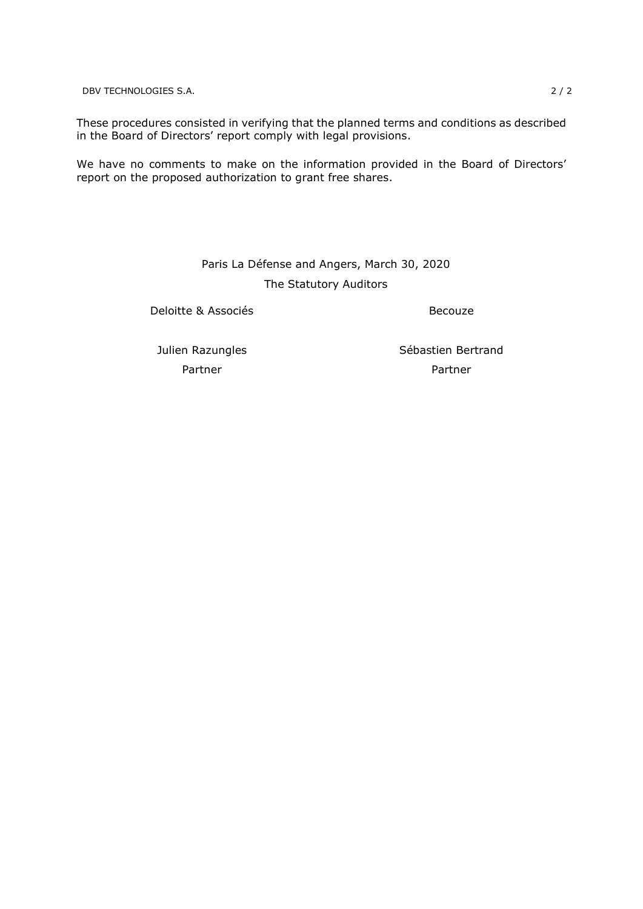These procedures consisted in verifying that the planned terms and conditions as described in the Board of Directors' report comply with legal provisions.

We have no comments to make on the information provided in the Board of Directors' report on the proposed authorization to grant free shares.

Paris La Défense and Angers, March 30, 2020

The Statutory Auditors

| | |
|---|---|
| Deloitte & Associés | Becouze |
| Julien Razungles | Sébastien Bertrand |
| Partner | Partner |